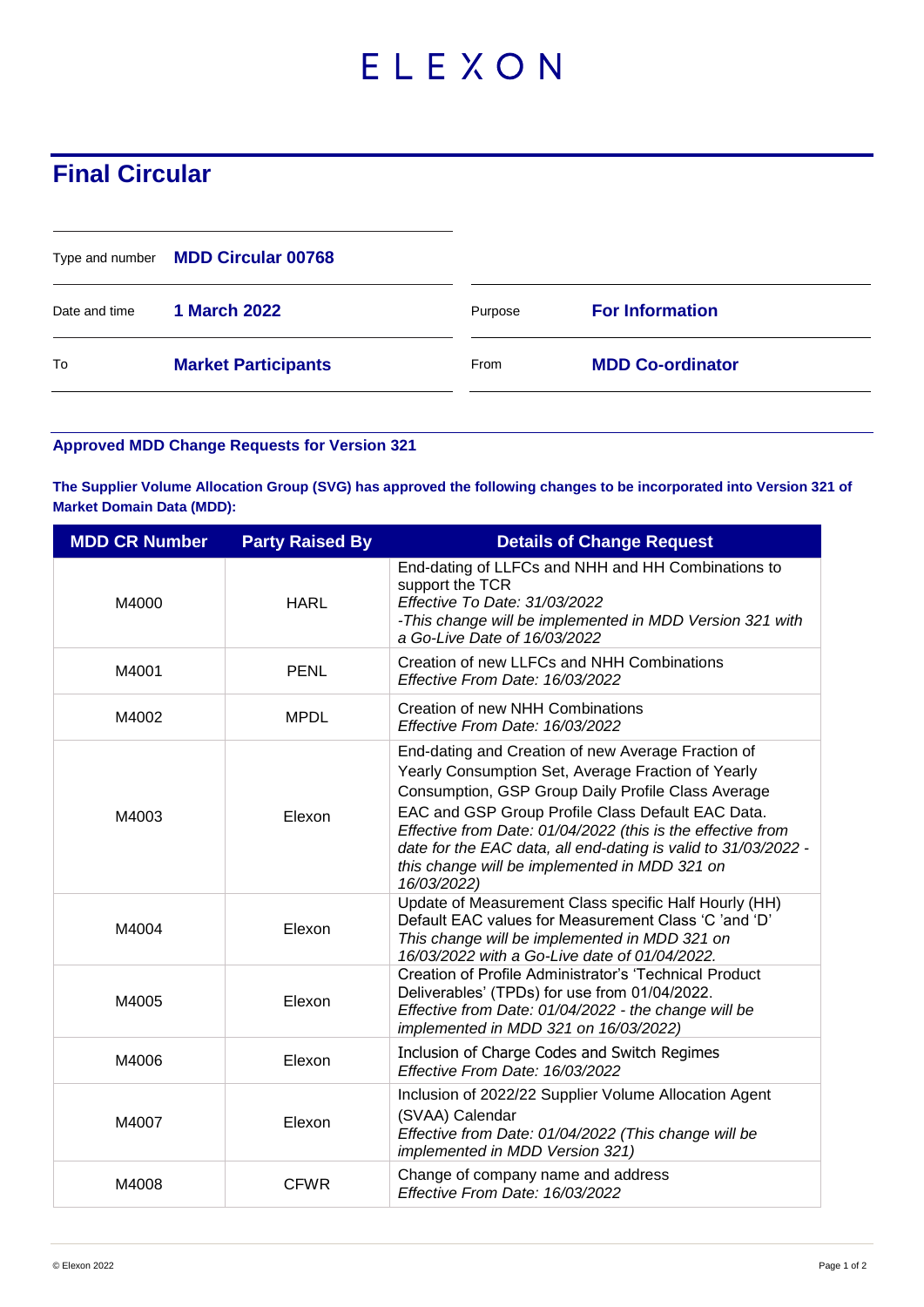# ELEXON

## Final Circular

| | | | |
|---|---|---|---|
| Type and number | **MDD Circular 00768** | | |
| Date and time | **1 March 2022** | Purpose | **For Information** |
| To | **Market Participants** | From | **MDD Co-ordinator** |

**Approved MDD Change Requests for Version 321**

**The Supplier Volume Allocation Group (SVG) has approved the following changes to be incorporated into Version 321 of Market Domain Data (MDD):**

| MDD CR Number | Party Raised By | Details of Change Request |
|---|---|---|
| M4000 | HARL | End-dating of LLFCs and NHH and HH Combinations to support the TCR *Effective To Date: 31/03/2022* *-This change will be implemented in MDD Version 321 with a Go-Live Date of 16/03/2022* |
| M4001 | PENL | Creation of new LLFCs and NHH Combinations *Effective From Date: 16/03/2022* |
| M4002 | MPDL | Creation of new NHH Combinations *Effective From Date: 16/03/2022* |
| M4003 | Elexon | End-dating and Creation of new Average Fraction of Yearly Consumption Set, Average Fraction of Yearly Consumption, GSP Group Daily Profile Class Average EAC and GSP Group Profile Class Default EAC Data. *Effective from Date: 01/04/2022 (this is the effective from date for the EAC data, all end-dating is valid to 31/03/2022 - this change will be implemented in MDD 321 on 16/03/2022)* |
| M4004 | Elexon | Update of Measurement Class specific Half Hourly (HH) Default EAC values for Measurement Class 'C 'and 'D' *This change will be implemented in MDD 321 on 16/03/2022 with a Go-Live date of 01/04/2022.* |
| M4005 | Elexon | Creation of Profile Administrator's 'Technical Product Deliverables' (TPDs) for use from 01/04/2022. *Effective from Date: 01/04/2022 - the change will be implemented in MDD 321 on 16/03/2022)* |
| M4006 | Elexon | Inclusion of Charge Codes and Switch Regimes *Effective From Date: 16/03/2022* |
| M4007 | Elexon | Inclusion of 2022/22 Supplier Volume Allocation Agent (SVAA) Calendar *Effective from Date: 01/04/2022 (This change will be implemented in MDD Version 321)* |
| M4008 | CFWR | Change of company name and address *Effective From Date: 16/03/2022* |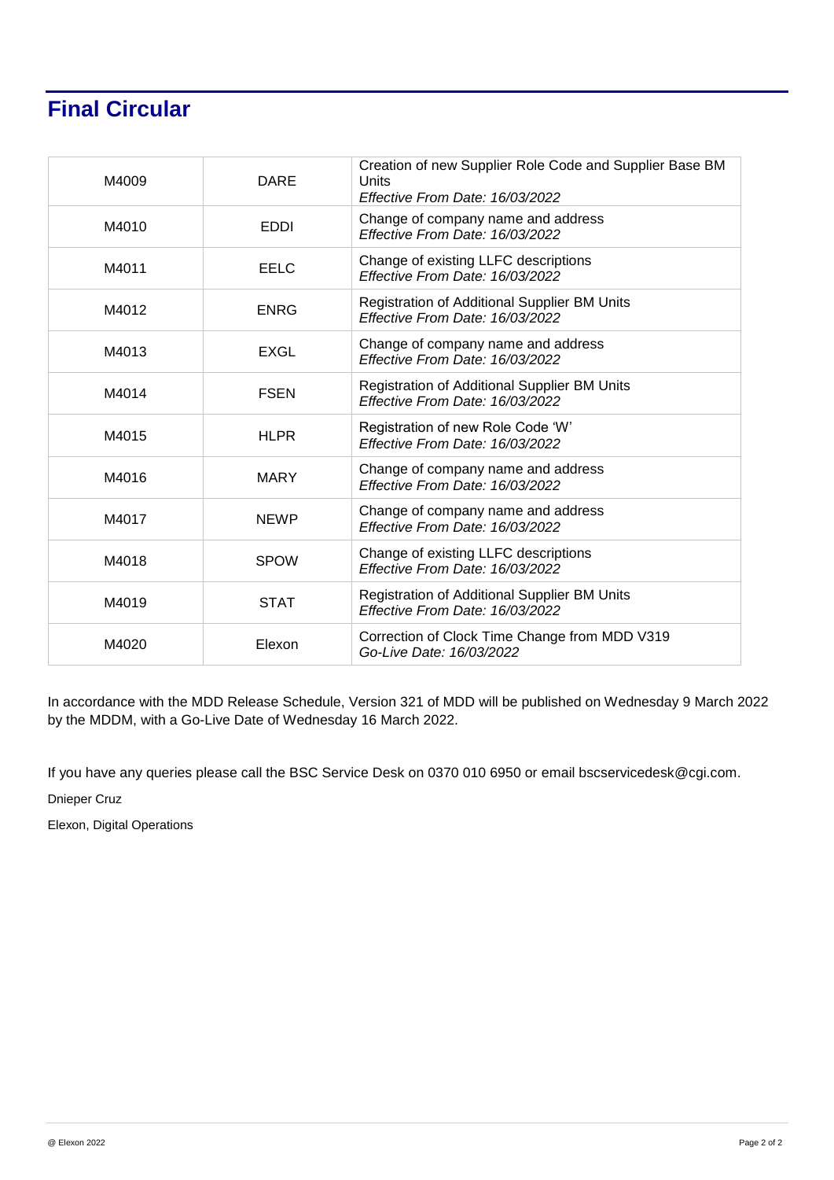## Final Circular

| | | |
|---|---|---|
| M4009 | DARE | Creation of new Supplier Role Code and Supplier Base BM Units<br>*Effective From Date: 16/03/2022* |
| M4010 | EDDI | Change of company name and address<br>*Effective From Date: 16/03/2022* |
| M4011 | EELC | Change of existing LLFC descriptions<br>*Effective From Date: 16/03/2022* |
| M4012 | ENRG | Registration of Additional Supplier BM Units<br>*Effective From Date: 16/03/2022* |
| M4013 | EXGL | Change of company name and address<br>*Effective From Date: 16/03/2022* |
| M4014 | FSEN | Registration of Additional Supplier BM Units<br>*Effective From Date: 16/03/2022* |
| M4015 | HLPR | Registration of new Role Code 'W'<br>*Effective From Date: 16/03/2022* |
| M4016 | MARY | Change of company name and address<br>*Effective From Date: 16/03/2022* |
| M4017 | NEWP | Change of company name and address<br>*Effective From Date: 16/03/2022* |
| M4018 | SPOW | Change of existing LLFC descriptions<br>*Effective From Date: 16/03/2022* |
| M4019 | STAT | Registration of Additional Supplier BM Units<br>*Effective From Date: 16/03/2022* |
| M4020 | Elexon | Correction of Clock Time Change from MDD V319<br>*Go-Live Date: 16/03/2022* |

In accordance with the MDD Release Schedule, Version 321 of MDD will be published on Wednesday 9 March 2022 by the MDDM, with a Go-Live Date of Wednesday 16 March 2022.

If you have any queries please call the BSC Service Desk on 0370 010 6950 or email bscservicedesk@cgi.com.

Dnieper Cruz

Elexon, Digital Operations